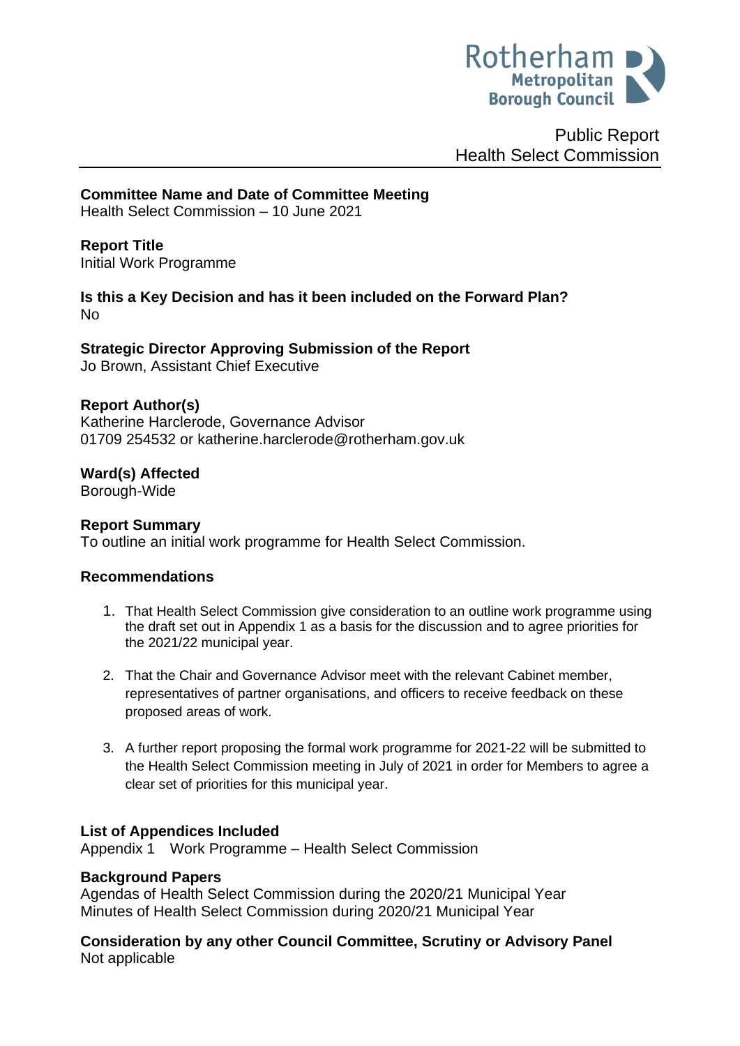Rotherham Metropolitan Borough Council

Public Report
Health Select Commission

**Committee Name and Date of Committee Meeting**
Health Select Commission – 10 June 2021

**Report Title**
Initial Work Programme

**Is this a Key Decision and has it been included on the Forward Plan?**
No

**Strategic Director Approving Submission of the Report**
Jo Brown, Assistant Chief Executive

**Report Author(s)**
Katherine Harclerode, Governance Advisor
01709 254532 or katherine.harclerode@rotherham.gov.uk

**Ward(s) Affected**
Borough-Wide

**Report Summary**
To outline an initial work programme for Health Select Commission.

**Recommendations**

1. That Health Select Commission give consideration to an outline work programme using the draft set out in Appendix 1 as a basis for the discussion and to agree priorities for the 2021/22 municipal year.

2. That the Chair and Governance Advisor meet with the relevant Cabinet member, representatives of partner organisations, and officers to receive feedback on these proposed areas of work.

3. A further report proposing the formal work programme for 2021-22 will be submitted to the Health Select Commission meeting in July of 2021 in order for Members to agree a clear set of priorities for this municipal year.

**List of Appendices Included**
Appendix 1 Work Programme – Health Select Commission

**Background Papers**
Agendas of Health Select Commission during the 2020/21 Municipal Year
Minutes of Health Select Commission during 2020/21 Municipal Year

**Consideration by any other Council Committee, Scrutiny or Advisory Panel**
Not applicable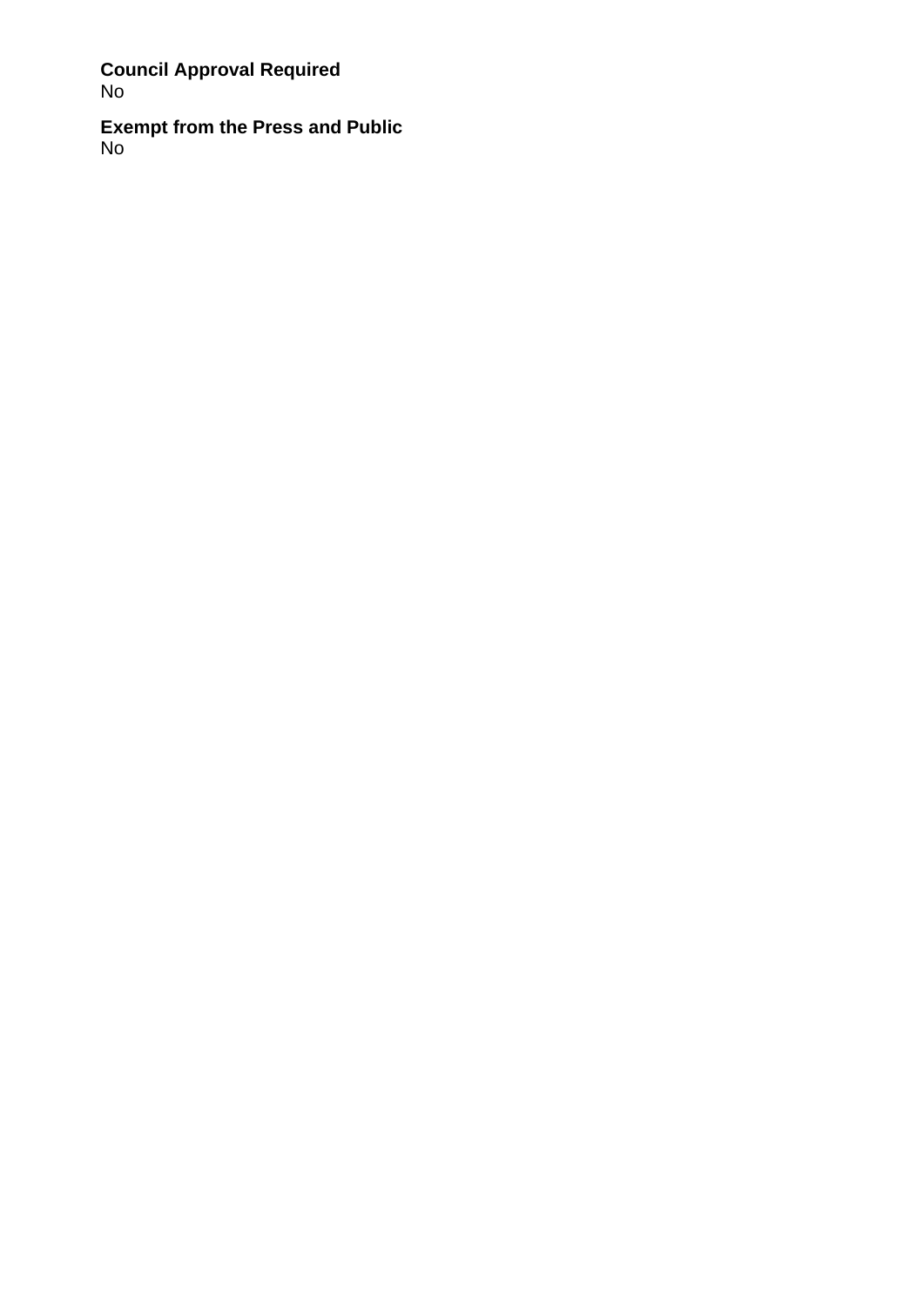**Council Approval Required**
No

**Exempt from the Press and Public**
No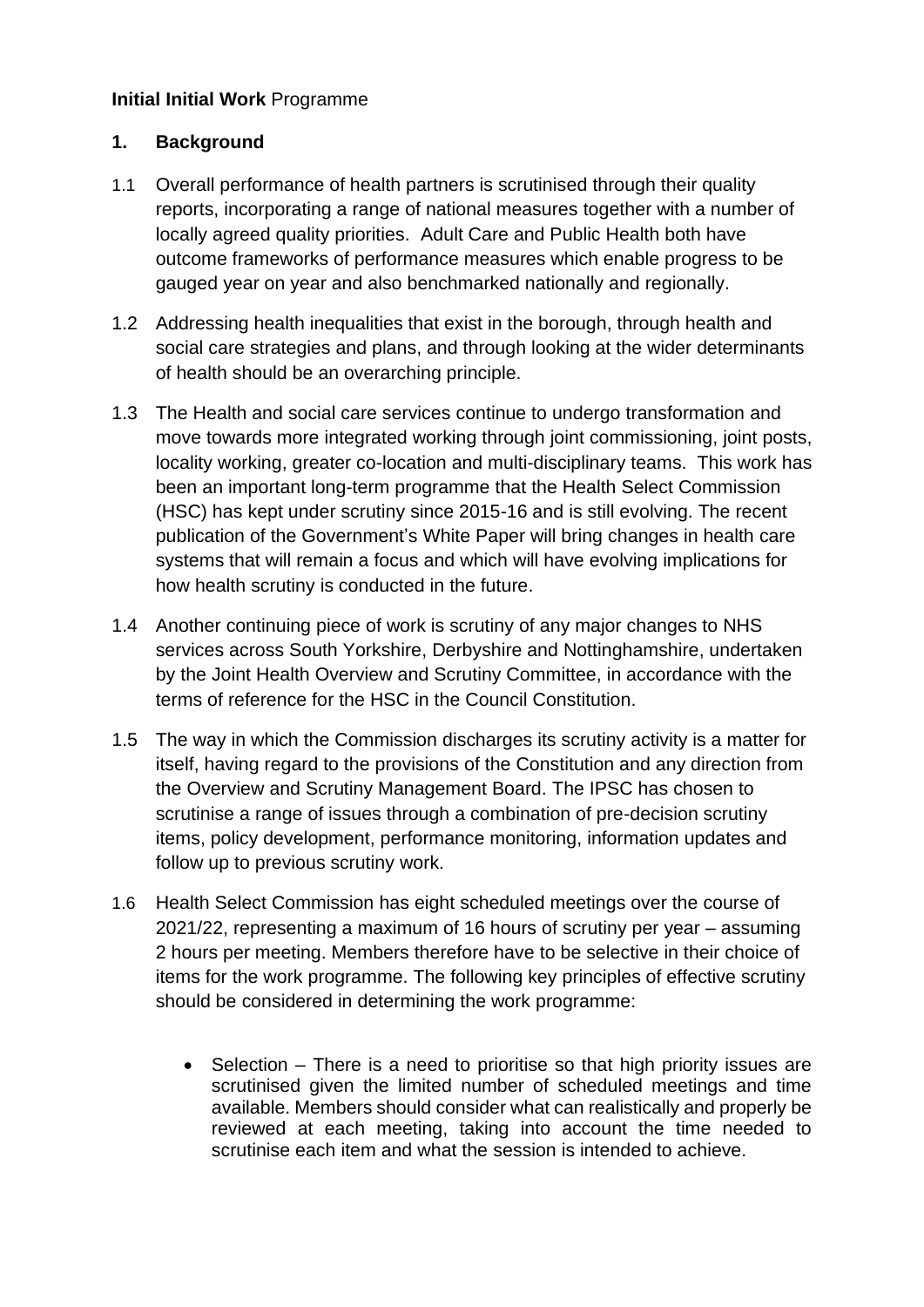**Initial Initial Work** Programme

## 1. Background

1.1 Overall performance of health partners is scrutinised through their quality reports, incorporating a range of national measures together with a number of locally agreed quality priorities. Adult Care and Public Health both have outcome frameworks of performance measures which enable progress to be gauged year on year and also benchmarked nationally and regionally.

1.2 Addressing health inequalities that exist in the borough, through health and social care strategies and plans, and through looking at the wider determinants of health should be an overarching principle.

1.3 The Health and social care services continue to undergo transformation and move towards more integrated working through joint commissioning, joint posts, locality working, greater co-location and multi-disciplinary teams. This work has been an important long-term programme that the Health Select Commission (HSC) has kept under scrutiny since 2015-16 and is still evolving. The recent publication of the Government's White Paper will bring changes in health care systems that will remain a focus and which will have evolving implications for how health scrutiny is conducted in the future.

1.4 Another continuing piece of work is scrutiny of any major changes to NHS services across South Yorkshire, Derbyshire and Nottinghamshire, undertaken by the Joint Health Overview and Scrutiny Committee, in accordance with the terms of reference for the HSC in the Council Constitution.

1.5 The way in which the Commission discharges its scrutiny activity is a matter for itself, having regard to the provisions of the Constitution and any direction from the Overview and Scrutiny Management Board. The IPSC has chosen to scrutinise a range of issues through a combination of pre-decision scrutiny items, policy development, performance monitoring, information updates and follow up to previous scrutiny work.

1.6 Health Select Commission has eight scheduled meetings over the course of 2021/22, representing a maximum of 16 hours of scrutiny per year – assuming 2 hours per meeting. Members therefore have to be selective in their choice of items for the work programme. The following key principles of effective scrutiny should be considered in determining the work programme:

- Selection – There is a need to prioritise so that high priority issues are scrutinised given the limited number of scheduled meetings and time available. Members should consider what can realistically and properly be reviewed at each meeting, taking into account the time needed to scrutinise each item and what the session is intended to achieve.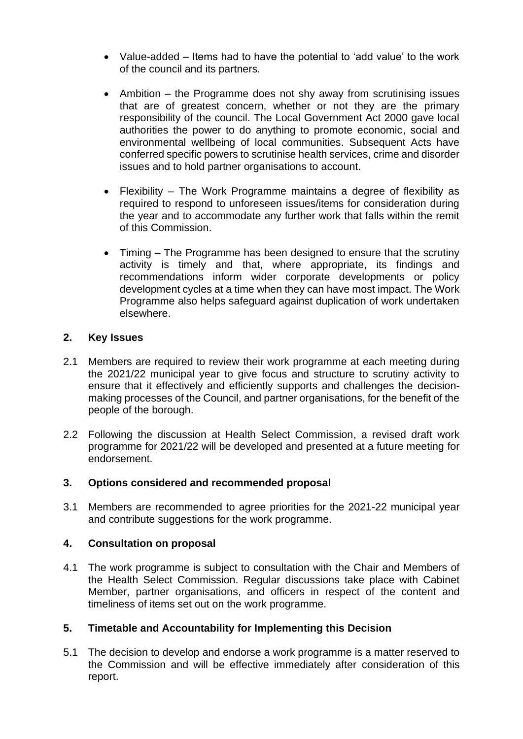- Value-added – Items had to have the potential to 'add value' to the work of the council and its partners.

- Ambition – the Programme does not shy away from scrutinising issues that are of greatest concern, whether or not they are the primary responsibility of the council. The Local Government Act 2000 gave local authorities the power to do anything to promote economic, social and environmental wellbeing of local communities. Subsequent Acts have conferred specific powers to scrutinise health services, crime and disorder issues and to hold partner organisations to account.

- Flexibility – The Work Programme maintains a degree of flexibility as required to respond to unforeseen issues/items for consideration during the year and to accommodate any further work that falls within the remit of this Commission.

- Timing – The Programme has been designed to ensure that the scrutiny activity is timely and that, where appropriate, its findings and recommendations inform wider corporate developments or policy development cycles at a time when they can have most impact. The Work Programme also helps safeguard against duplication of work undertaken elsewhere.

## 2. Key Issues

2.1 Members are required to review their work programme at each meeting during the 2021/22 municipal year to give focus and structure to scrutiny activity to ensure that it effectively and efficiently supports and challenges the decision-making processes of the Council, and partner organisations, for the benefit of the people of the borough.

2.2 Following the discussion at Health Select Commission, a revised draft work programme for 2021/22 will be developed and presented at a future meeting for endorsement.

## 3. Options considered and recommended proposal

3.1 Members are recommended to agree priorities for the 2021-22 municipal year and contribute suggestions for the work programme.

## 4. Consultation on proposal

4.1 The work programme is subject to consultation with the Chair and Members of the Health Select Commission. Regular discussions take place with Cabinet Member, partner organisations, and officers in respect of the content and timeliness of items set out on the work programme.

## 5. Timetable and Accountability for Implementing this Decision

5.1 The decision to develop and endorse a work programme is a matter reserved to the Commission and will be effective immediately after consideration of this report.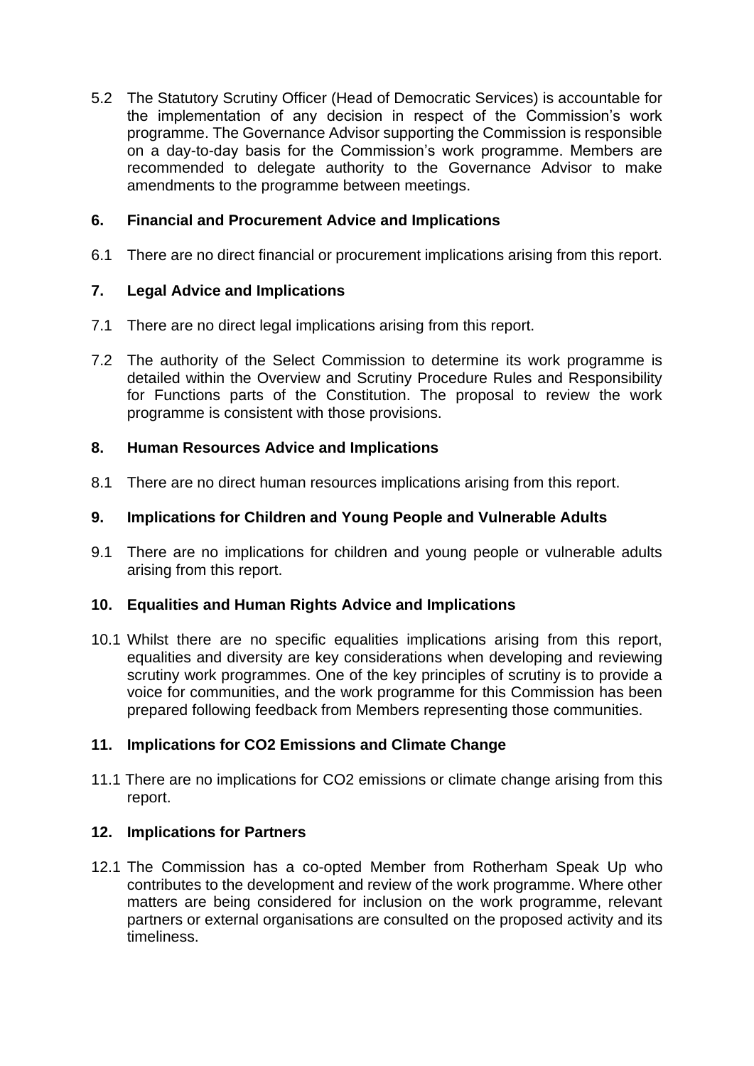5.2 The Statutory Scrutiny Officer (Head of Democratic Services) is accountable for the implementation of any decision in respect of the Commission's work programme. The Governance Advisor supporting the Commission is responsible on a day-to-day basis for the Commission's work programme. Members are recommended to delegate authority to the Governance Advisor to make amendments to the programme between meetings.

## 6. Financial and Procurement Advice and Implications

6.1 There are no direct financial or procurement implications arising from this report.

## 7. Legal Advice and Implications

7.1 There are no direct legal implications arising from this report.

7.2 The authority of the Select Commission to determine its work programme is detailed within the Overview and Scrutiny Procedure Rules and Responsibility for Functions parts of the Constitution. The proposal to review the work programme is consistent with those provisions.

## 8. Human Resources Advice and Implications

8.1 There are no direct human resources implications arising from this report.

## 9. Implications for Children and Young People and Vulnerable Adults

9.1 There are no implications for children and young people or vulnerable adults arising from this report.

## 10. Equalities and Human Rights Advice and Implications

10.1 Whilst there are no specific equalities implications arising from this report, equalities and diversity are key considerations when developing and reviewing scrutiny work programmes. One of the key principles of scrutiny is to provide a voice for communities, and the work programme for this Commission has been prepared following feedback from Members representing those communities.

## 11. Implications for CO2 Emissions and Climate Change

11.1 There are no implications for CO2 emissions or climate change arising from this report.

## 12. Implications for Partners

12.1 The Commission has a co-opted Member from Rotherham Speak Up who contributes to the development and review of the work programme. Where other matters are being considered for inclusion on the work programme, relevant partners or external organisations are consulted on the proposed activity and its timeliness.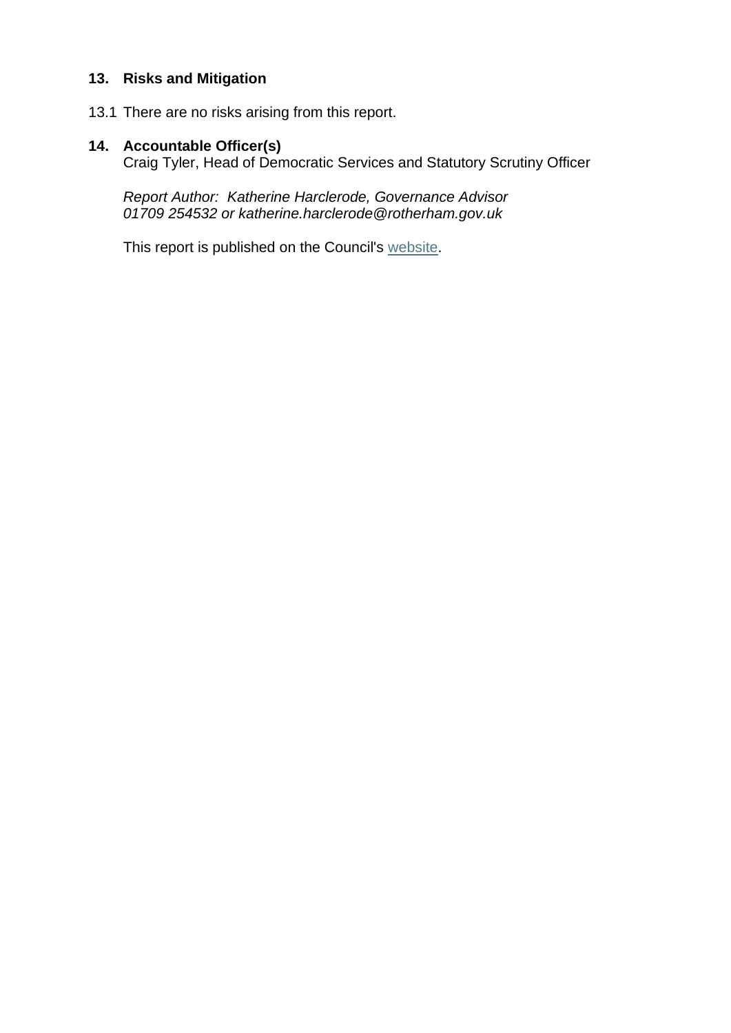## 13. Risks and Mitigation

13.1 There are no risks arising from this report.

## 14. Accountable Officer(s)

Craig Tyler, Head of Democratic Services and Statutory Scrutiny Officer

*Report Author: Katherine Harclerode, Governance Advisor*
*01709 254532 or katherine.harclerode@rotherham.gov.uk*

This report is published on the Council's website.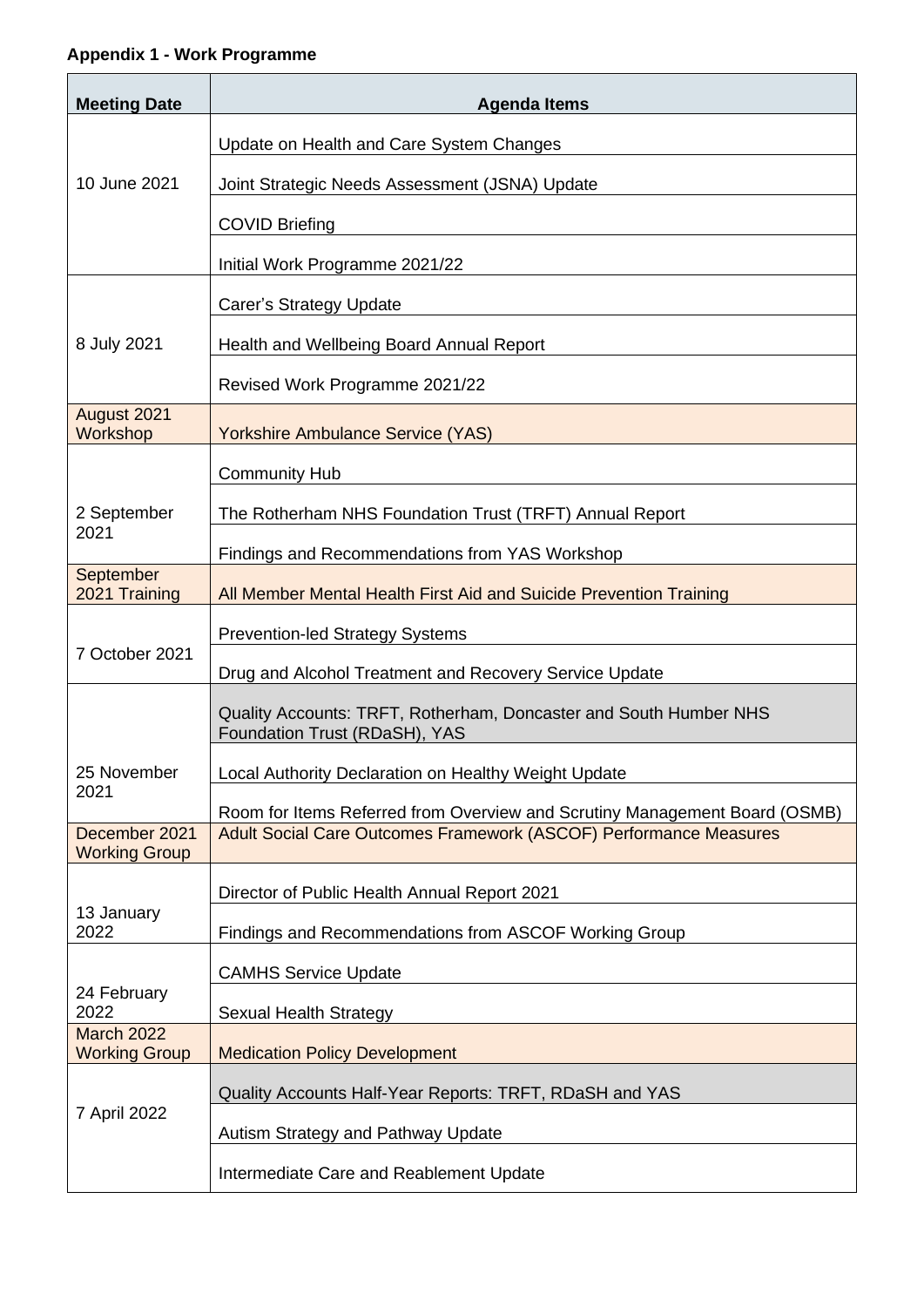**Appendix 1 - Work Programme**

| Meeting Date | Agenda Items |
|---|---|
| 10 June 2021 | Update on Health and Care System Changes |
| | Joint Strategic Needs Assessment (JSNA) Update |
| | COVID Briefing |
| | Initial Work Programme 2021/22 |
| 8 July 2021 | Carer's Strategy Update |
| | Health and Wellbeing Board Annual Report |
| | Revised Work Programme 2021/22 |
| August 2021 Workshop | Yorkshire Ambulance Service (YAS) |
| 2 September 2021 | Community Hub |
| | The Rotherham NHS Foundation Trust (TRFT) Annual Report |
| | Findings and Recommendations from YAS Workshop |
| September 2021 Training | All Member Mental Health First Aid and Suicide Prevention Training |
| 7 October 2021 | Prevention-led Strategy Systems |
| | Drug and Alcohol Treatment and Recovery Service Update |
| 25 November 2021 | Quality Accounts: TRFT, Rotherham, Doncaster and South Humber NHS Foundation Trust (RDaSH), YAS |
| | Local Authority Declaration on Healthy Weight Update |
| | Room for Items Referred from Overview and Scrutiny Management Board (OSMB) |
| December 2021 Working Group | Adult Social Care Outcomes Framework (ASCOF) Performance Measures |
| 13 January 2022 | Director of Public Health Annual Report 2021 |
| | Findings and Recommendations from ASCOF Working Group |
| 24 February 2022 | CAMHS Service Update |
| | Sexual Health Strategy |
| March 2022 Working Group | Medication Policy Development |
| 7 April 2022 | Quality Accounts Half-Year Reports: TRFT, RDaSH and YAS |
| | Autism Strategy and Pathway Update |
| | Intermediate Care and Reablement Update |